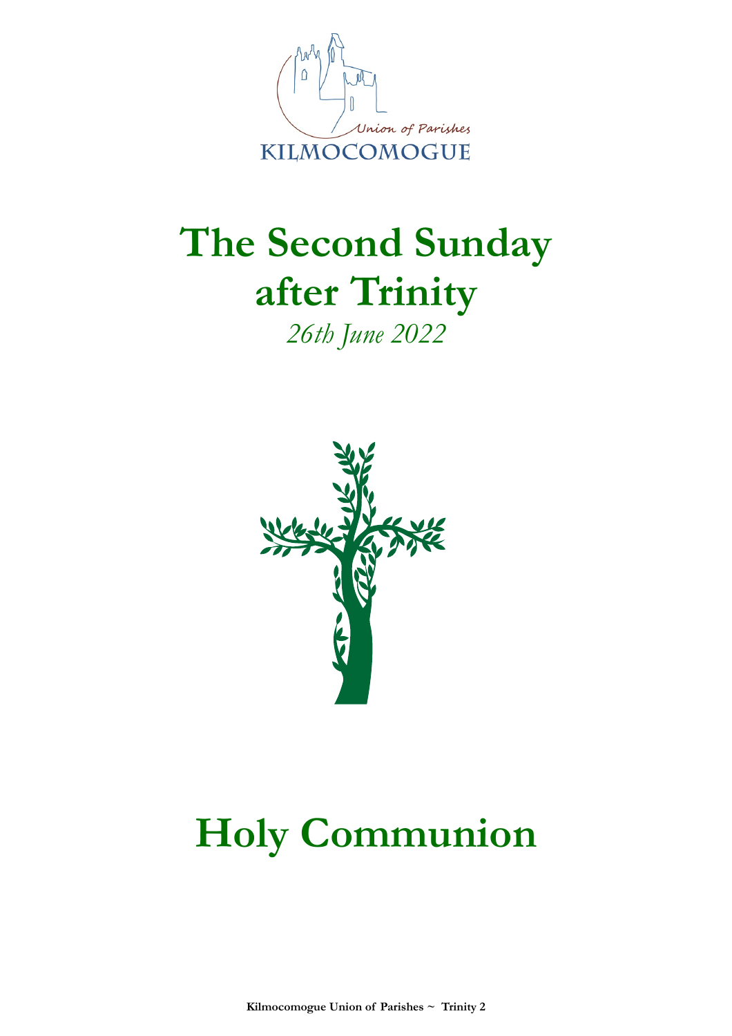Union of Parishes
KILMOCOMOGUE

# The Second Sunday after Trinity

*26th June 2022*

# Holy Communion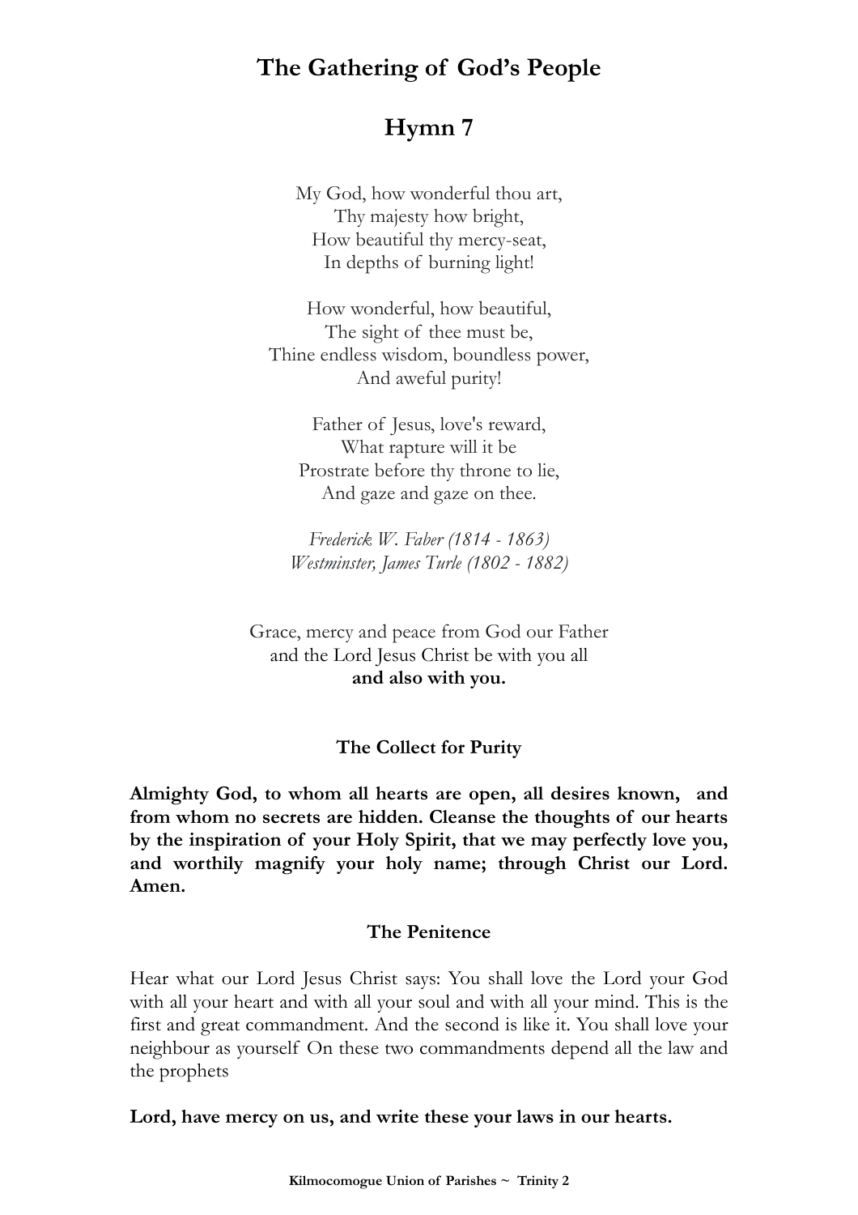# The Gathering of God's People

## Hymn 7

My God, how wonderful thou art,  
Thy majesty how bright,  
How beautiful thy mercy-seat,  
In depths of burning light!

How wonderful, how beautiful,  
The sight of thee must be,  
Thine endless wisdom, boundless power,  
And aweful purity!

Father of Jesus, love's reward,  
What rapture will it be  
Prostrate before thy throne to lie,  
And gaze and gaze on thee.

*Frederick W. Faber (1814 - 1863)*  
*Westminster, James Turle (1802 - 1882)*

Grace, mercy and peace from God our Father  
and the Lord Jesus Christ be with you all  
**and also with you.**

### The Collect for Purity

**Almighty God, to whom all hearts are open, all desires known, and from whom no secrets are hidden. Cleanse the thoughts of our hearts by the inspiration of your Holy Spirit, that we may perfectly love you, and worthily magnify your holy name; through Christ our Lord. Amen.**

### The Penitence

Hear what our Lord Jesus Christ says: You shall love the Lord your God with all your heart and with all your soul and with all your mind. This is the first and great commandment. And the second is like it. You shall love your neighbour as yourself On these two commandments depend all the law and the prophets

**Lord, have mercy on us, and write these your laws in our hearts.**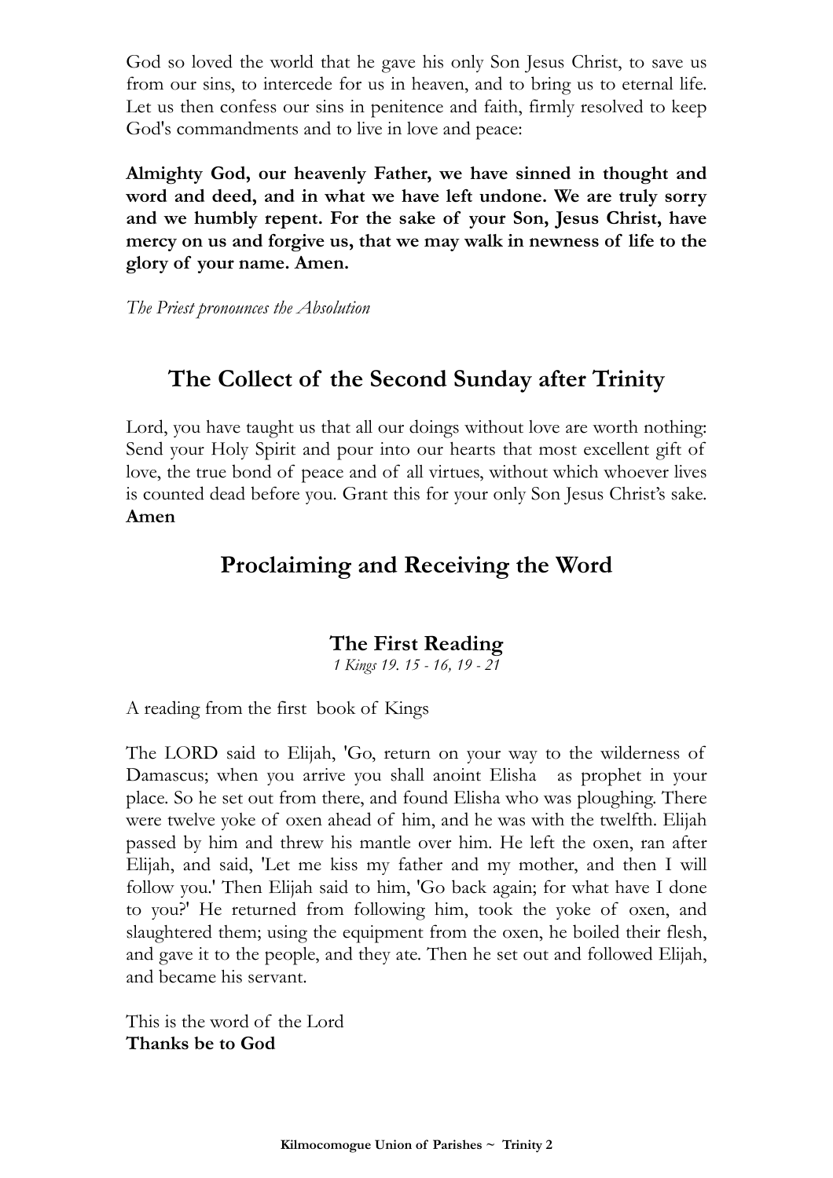God so loved the world that he gave his only Son Jesus Christ, to save us from our sins, to intercede for us in heaven, and to bring us to eternal life. Let us then confess our sins in penitence and faith, firmly resolved to keep God's commandments and to live in love and peace:

**Almighty God, our heavenly Father, we have sinned in thought and word and deed, and in what we have left undone. We are truly sorry and we humbly repent. For the sake of your Son, Jesus Christ, have mercy on us and forgive us, that we may walk in newness of life to the glory of your name. Amen.**

*The Priest pronounces the Absolution*

## The Collect of the Second Sunday after Trinity

Lord, you have taught us that all our doings without love are worth nothing: Send your Holy Spirit and pour into our hearts that most excellent gift of love, the true bond of peace and of all virtues, without which whoever lives is counted dead before you. Grant this for your only Son Jesus Christ's sake. **Amen**

## Proclaiming and Receiving the Word

### The First Reading

*1 Kings 19. 15 - 16, 19 - 21*

A reading from the first book of Kings

The LORD said to Elijah, 'Go, return on your way to the wilderness of Damascus; when you arrive you shall anoint Elisha as prophet in your place. So he set out from there, and found Elisha who was ploughing. There were twelve yoke of oxen ahead of him, and he was with the twelfth. Elijah passed by him and threw his mantle over him. He left the oxen, ran after Elijah, and said, 'Let me kiss my father and my mother, and then I will follow you.' Then Elijah said to him, 'Go back again; for what have I done to you?' He returned from following him, took the yoke of oxen, and slaughtered them; using the equipment from the oxen, he boiled their flesh, and gave it to the people, and they ate. Then he set out and followed Elijah, and became his servant.

This is the word of the Lord
**Thanks be to God**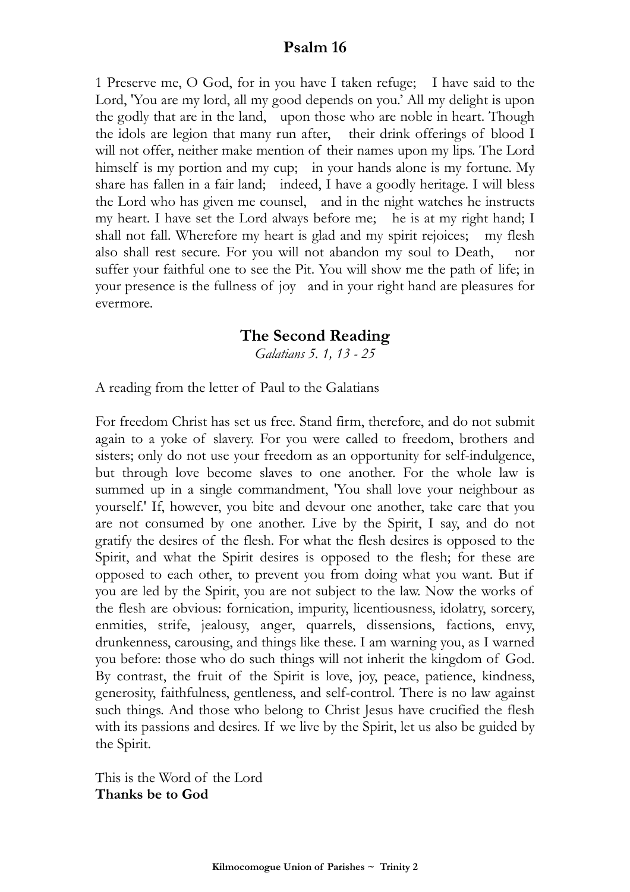## Psalm 16

1 Preserve me, O God, for in you have I taken refuge; I have said to the Lord, 'You are my lord, all my good depends on you.' All my delight is upon the godly that are in the land, upon those who are noble in heart. Though the idols are legion that many run after, their drink offerings of blood I will not offer, neither make mention of their names upon my lips. The Lord himself is my portion and my cup; in your hands alone is my fortune. My share has fallen in a fair land; indeed, I have a goodly heritage. I will bless the Lord who has given me counsel, and in the night watches he instructs my heart. I have set the Lord always before me; he is at my right hand; I shall not fall. Wherefore my heart is glad and my spirit rejoices; my flesh also shall rest secure. For you will not abandon my soul to Death, nor suffer your faithful one to see the Pit. You will show me the path of life; in your presence is the fullness of joy and in your right hand are pleasures for evermore.

## The Second Reading

*Galatians 5. 1, 13 - 25*

A reading from the letter of Paul to the Galatians

For freedom Christ has set us free. Stand firm, therefore, and do not submit again to a yoke of slavery. For you were called to freedom, brothers and sisters; only do not use your freedom as an opportunity for self-indulgence, but through love become slaves to one another. For the whole law is summed up in a single commandment, 'You shall love your neighbour as yourself.' If, however, you bite and devour one another, take care that you are not consumed by one another. Live by the Spirit, I say, and do not gratify the desires of the flesh. For what the flesh desires is opposed to the Spirit, and what the Spirit desires is opposed to the flesh; for these are opposed to each other, to prevent you from doing what you want. But if you are led by the Spirit, you are not subject to the law. Now the works of the flesh are obvious: fornication, impurity, licentiousness, idolatry, sorcery, enmities, strife, jealousy, anger, quarrels, dissensions, factions, envy, drunkenness, carousing, and things like these. I am warning you, as I warned you before: those who do such things will not inherit the kingdom of God. By contrast, the fruit of the Spirit is love, joy, peace, patience, kindness, generosity, faithfulness, gentleness, and self-control. There is no law against such things. And those who belong to Christ Jesus have crucified the flesh with its passions and desires. If we live by the Spirit, let us also be guided by the Spirit.

This is the Word of the Lord
**Thanks be to God**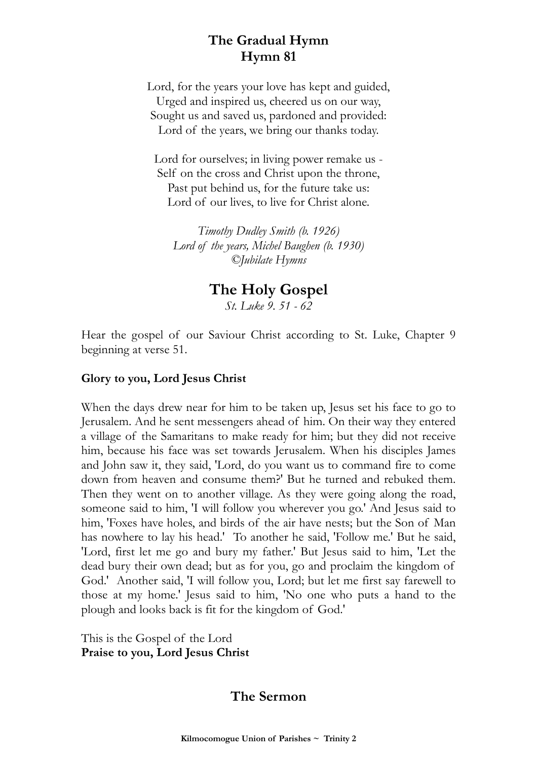## The Gradual Hymn
## Hymn 81

Lord, for the years your love has kept and guided,  
Urged and inspired us, cheered us on our way,  
Sought us and saved us, pardoned and provided:  
Lord of the years, we bring our thanks today.

Lord for ourselves; in living power remake us -  
Self on the cross and Christ upon the throne,  
Past put behind us, for the future take us:  
Lord of our lives, to live for Christ alone.

*Timothy Dudley Smith (b. 1926)*  
*Lord of the years, Michel Baughen (b. 1930)*  
*©Jubilate Hymns*

# The Holy Gospel

*St. Luke 9. 51 - 62*

Hear the gospel of our Saviour Christ according to St. Luke, Chapter 9 beginning at verse 51.

**Glory to you, Lord Jesus Christ**

When the days drew near for him to be taken up, Jesus set his face to go to Jerusalem. And he sent messengers ahead of him. On their way they entered a village of the Samaritans to make ready for him; but they did not receive him, because his face was set towards Jerusalem. When his disciples James and John saw it, they said, 'Lord, do you want us to command fire to come down from heaven and consume them?' But he turned and rebuked them. Then they went on to another village. As they were going along the road, someone said to him, 'I will follow you wherever you go.' And Jesus said to him, 'Foxes have holes, and birds of the air have nests; but the Son of Man has nowhere to lay his head.' To another he said, 'Follow me.' But he said, 'Lord, first let me go and bury my father.' But Jesus said to him, 'Let the dead bury their own dead; but as for you, go and proclaim the kingdom of God.' Another said, 'I will follow you, Lord; but let me first say farewell to those at my home.' Jesus said to him, 'No one who puts a hand to the plough and looks back is fit for the kingdom of God.'

This is the Gospel of the Lord  
**Praise to you, Lord Jesus Christ**

## The Sermon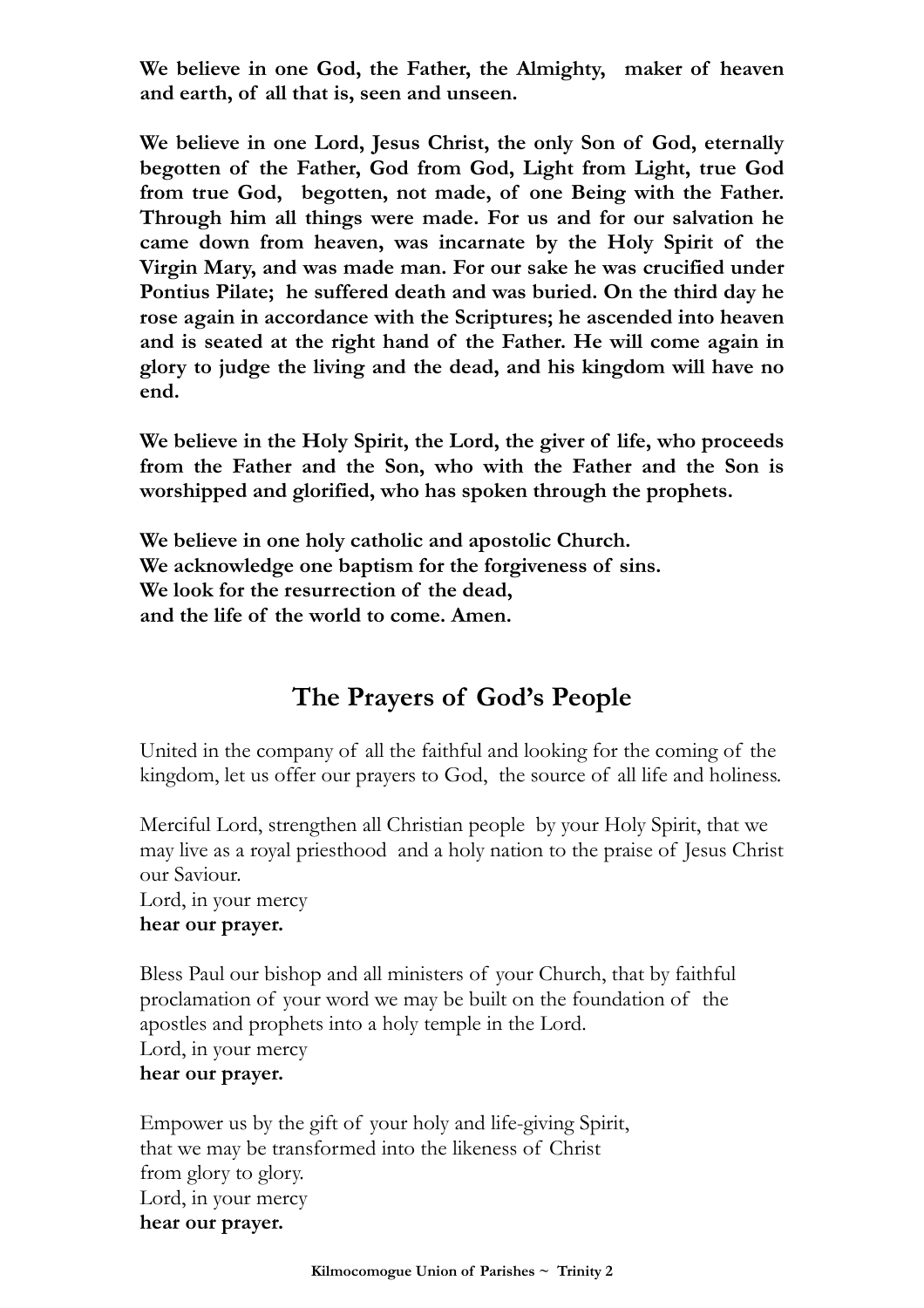**We believe in one God, the Father, the Almighty, maker of heaven and earth, of all that is, seen and unseen.**

**We believe in one Lord, Jesus Christ, the only Son of God, eternally begotten of the Father, God from God, Light from Light, true God from true God, begotten, not made, of one Being with the Father. Through him all things were made. For us and for our salvation he came down from heaven, was incarnate by the Holy Spirit of the Virgin Mary, and was made man. For our sake he was crucified under Pontius Pilate; he suffered death and was buried. On the third day he rose again in accordance with the Scriptures; he ascended into heaven and is seated at the right hand of the Father. He will come again in glory to judge the living and the dead, and his kingdom will have no end.**

**We believe in the Holy Spirit, the Lord, the giver of life, who proceeds from the Father and the Son, who with the Father and the Son is worshipped and glorified, who has spoken through the prophets.**

**We believe in one holy catholic and apostolic Church.**
**We acknowledge one baptism for the forgiveness of sins.**
**We look for the resurrection of the dead,**
**and the life of the world to come. Amen.**

## The Prayers of God's People

United in the company of all the faithful and looking for the coming of the kingdom, let us offer our prayers to God, the source of all life and holiness.

Merciful Lord, strengthen all Christian people by your Holy Spirit, that we may live as a royal priesthood and a holy nation to the praise of Jesus Christ our Saviour.
Lord, in your mercy
**hear our prayer.**

Bless Paul our bishop and all ministers of your Church, that by faithful proclamation of your word we may be built on the foundation of the apostles and prophets into a holy temple in the Lord.
Lord, in your mercy
**hear our prayer.**

Empower us by the gift of your holy and life-giving Spirit,
that we may be transformed into the likeness of Christ
from glory to glory.
Lord, in your mercy
**hear our prayer.**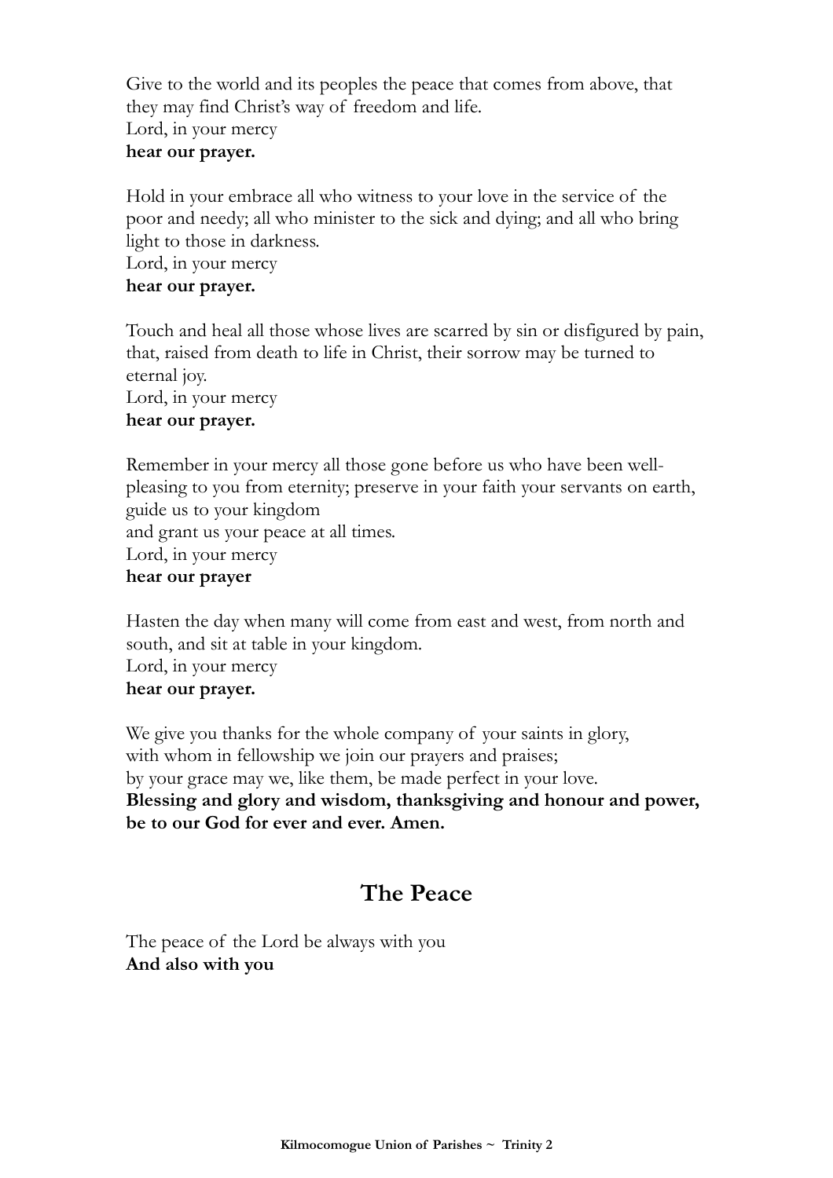Give to the world and its peoples the peace that comes from above, that they may find Christ's way of freedom and life.
Lord, in your mercy
**hear our prayer.**

Hold in your embrace all who witness to your love in the service of the poor and needy; all who minister to the sick and dying; and all who bring light to those in darkness.
Lord, in your mercy
**hear our prayer.**

Touch and heal all those whose lives are scarred by sin or disfigured by pain, that, raised from death to life in Christ, their sorrow may be turned to eternal joy.
Lord, in your mercy
**hear our prayer.**

Remember in your mercy all those gone before us who have been well-pleasing to you from eternity; preserve in your faith your servants on earth, guide us to your kingdom
and grant us your peace at all times.
Lord, in your mercy
**hear our prayer**

Hasten the day when many will come from east and west, from north and south, and sit at table in your kingdom.
Lord, in your mercy
**hear our prayer.**

We give you thanks for the whole company of your saints in glory,
with whom in fellowship we join our prayers and praises;
by your grace may we, like them, be made perfect in your love.
**Blessing and glory and wisdom, thanksgiving and honour and power, be to our God for ever and ever. Amen.**

## The Peace

The peace of the Lord be always with you
**And also with you**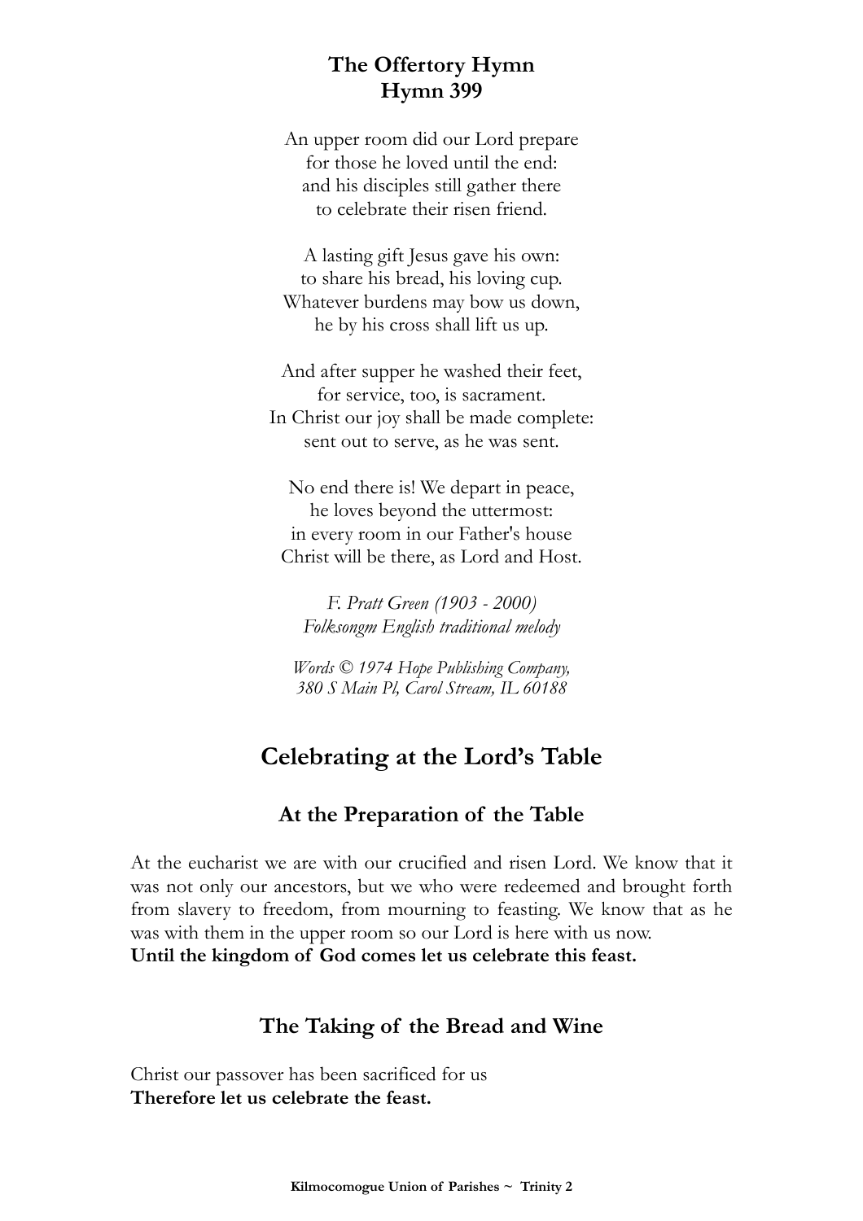## The Offertory Hymn
## Hymn 399

An upper room did our Lord prepare
for those he loved until the end:
and his disciples still gather there
to celebrate their risen friend.

A lasting gift Jesus gave his own:
to share his bread, his loving cup.
Whatever burdens may bow us down,
he by his cross shall lift us up.

And after supper he washed their feet,
for service, too, is sacrament.
In Christ our joy shall be made complete:
sent out to serve, as he was sent.

No end there is! We depart in peace,
he loves beyond the uttermost:
in every room in our Father's house
Christ will be there, as Lord and Host.

*F. Pratt Green (1903 - 2000)*
*Folksongm English traditional melody*

*Words © 1974 Hope Publishing Company,*
*380 S Main Pl, Carol Stream, IL 60188*

# Celebrating at the Lord's Table

## At the Preparation of the Table

At the eucharist we are with our crucified and risen Lord. We know that it was not only our ancestors, but we who were redeemed and brought forth from slavery to freedom, from mourning to feasting. We know that as he was with them in the upper room so our Lord is here with us now.
**Until the kingdom of God comes let us celebrate this feast.**

## The Taking of the Bread and Wine

Christ our passover has been sacrificed for us
**Therefore let us celebrate the feast.**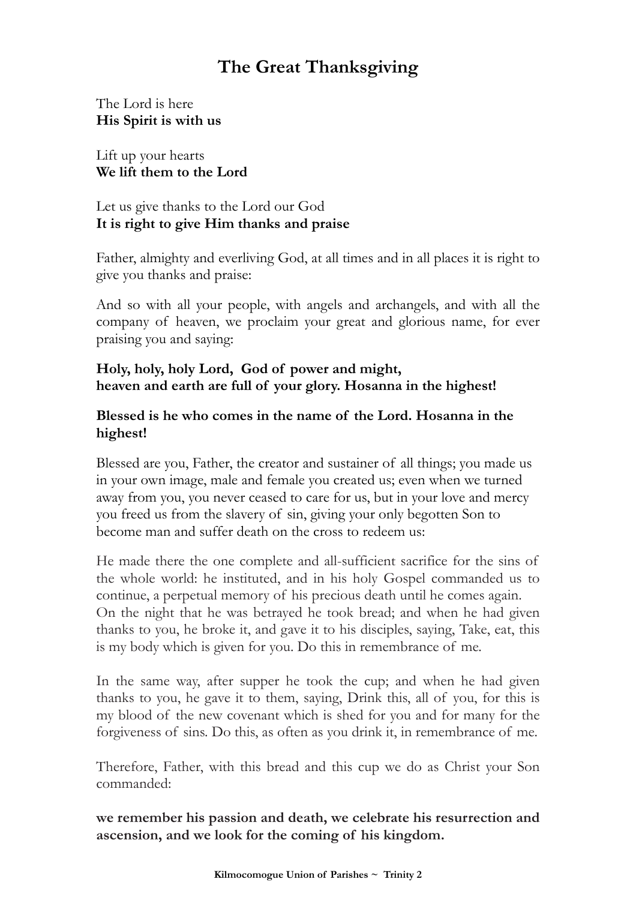# The Great Thanksgiving

The Lord is here
**His Spirit is with us**

Lift up your hearts
**We lift them to the Lord**

Let us give thanks to the Lord our God
**It is right to give Him thanks and praise**

Father, almighty and everliving God, at all times and in all places it is right to give you thanks and praise:

And so with all your people, with angels and archangels, and with all the company of heaven, we proclaim your great and glorious name, for ever praising you and saying:

**Holy, holy, holy Lord, God of power and might,**
**heaven and earth are full of your glory. Hosanna in the highest!**

**Blessed is he who comes in the name of the Lord. Hosanna in the highest!**

Blessed are you, Father, the creator and sustainer of all things; you made us in your own image, male and female you created us; even when we turned away from you, you never ceased to care for us, but in your love and mercy you freed us from the slavery of sin, giving your only begotten Son to become man and suffer death on the cross to redeem us:

He made there the one complete and all-sufficient sacrifice for the sins of the whole world: he instituted, and in his holy Gospel commanded us to continue, a perpetual memory of his precious death until he comes again. On the night that he was betrayed he took bread; and when he had given thanks to you, he broke it, and gave it to his disciples, saying, Take, eat, this is my body which is given for you. Do this in remembrance of me.

In the same way, after supper he took the cup; and when he had given thanks to you, he gave it to them, saying, Drink this, all of you, for this is my blood of the new covenant which is shed for you and for many for the forgiveness of sins. Do this, as often as you drink it, in remembrance of me.

Therefore, Father, with this bread and this cup we do as Christ your Son commanded:

**we remember his passion and death, we celebrate his resurrection and ascension, and we look for the coming of his kingdom.**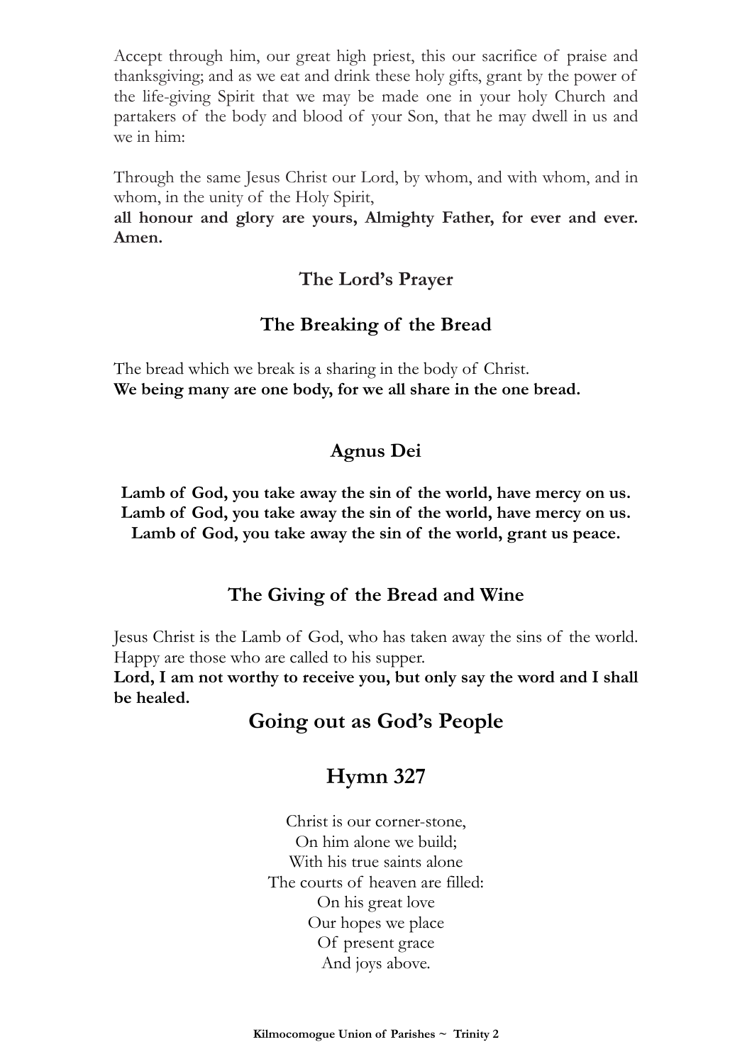Accept through him, our great high priest, this our sacrifice of praise and thanksgiving; and as we eat and drink these holy gifts, grant by the power of the life-giving Spirit that we may be made one in your holy Church and partakers of the body and blood of your Son, that he may dwell in us and we in him:

Through the same Jesus Christ our Lord, by whom, and with whom, and in whom, in the unity of the Holy Spirit,
**all honour and glory are yours, Almighty Father, for ever and ever. Amen.**

### The Lord's Prayer

### The Breaking of the Bread

The bread which we break is a sharing in the body of Christ.
**We being many are one body, for we all share in the one bread.**

### Agnus Dei

**Lamb of God, you take away the sin of the world, have mercy on us.**
**Lamb of God, you take away the sin of the world, have mercy on us.**
**Lamb of God, you take away the sin of the world, grant us peace.**

### The Giving of the Bread and Wine

Jesus Christ is the Lamb of God, who has taken away the sins of the world. Happy are those who are called to his supper.
**Lord, I am not worthy to receive you, but only say the word and I shall be healed.**

## Going out as God's People

## Hymn 327

Christ is our corner-stone,
On him alone we build;
With his true saints alone
The courts of heaven are filled:
On his great love
Our hopes we place
Of present grace
And joys above.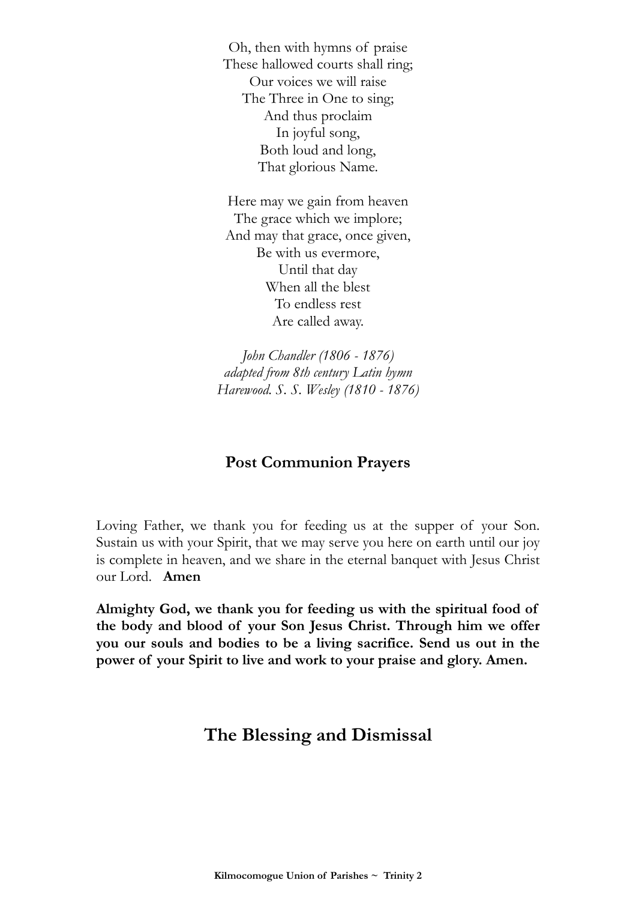Oh, then with hymns of praise  
These hallowed courts shall ring;  
Our voices we will raise  
The Three in One to sing;  
And thus proclaim  
In joyful song,  
Both loud and long,  
That glorious Name.

Here may we gain from heaven  
The grace which we implore;  
And may that grace, once given,  
Be with us evermore,  
Until that day  
When all the blest  
To endless rest  
Are called away.

*John Chandler (1806 - 1876)*  
*adapted from 8th century Latin hymn*  
*Harewood. S. S. Wesley (1810 - 1876)*

### Post Communion Prayers

Loving Father, we thank you for feeding us at the supper of your Son. Sustain us with your Spirit, that we may serve you here on earth until our joy is complete in heaven, and we share in the eternal banquet with Jesus Christ our Lord. **Amen**

**Almighty God, we thank you for feeding us with the spiritual food of the body and blood of your Son Jesus Christ. Through him we offer you our souls and bodies to be a living sacrifice. Send us out in the power of your Spirit to live and work to your praise and glory. Amen.**

## The Blessing and Dismissal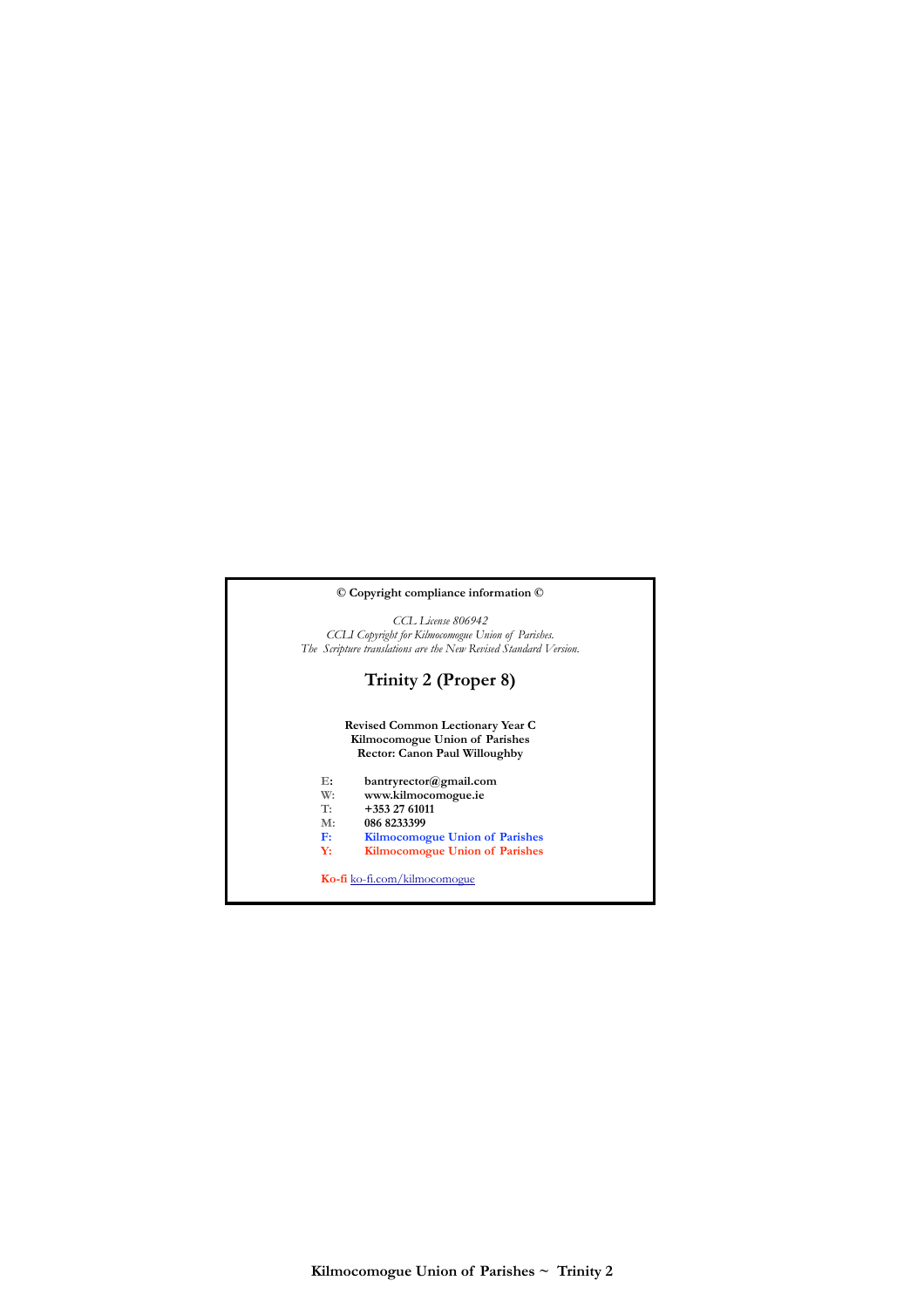**© Copyright compliance information ©**

*CCL License 806942*
*CCLI Copyright for Kilmocomogue Union of Parishes.*
*The Scripture translations are the New Revised Standard Version.*

## Trinity 2 (Proper 8)

**Revised Common Lectionary Year C**
**Kilmocomogue Union of Parishes**
**Rector: Canon Paul Willoughby**

**E:** bantryrector@gmail.com
**W:** www.kilmocomogue.ie
**T:** +353 27 61011
**M:** 086 8233399
**F:** Kilmocomogue Union of Parishes
**Y:** Kilmocomogue Union of Parishes

**Ko-fi** ko-fi.com/kilmocomogue